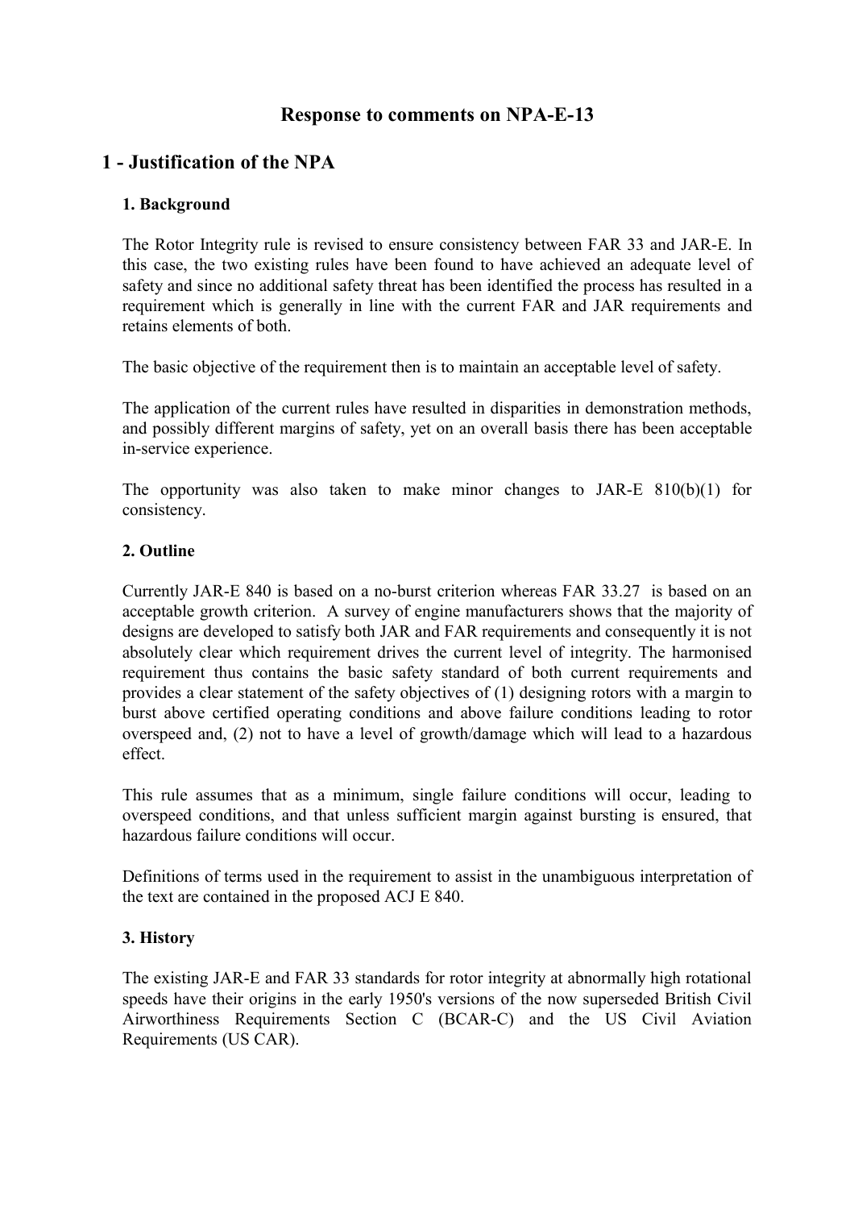# Response to comments on NPA-E-13

## 1 - Justification of the NPA

### 1. Background

The Rotor Integrity rule is revised to ensure consistency between FAR 33 and JAR-E. In this case, the two existing rules have been found to have achieved an adequate level of safety and since no additional safety threat has been identified the process has resulted in a requirement which is generally in line with the current FAR and JAR requirements and retains elements of both.

The basic objective of the requirement then is to maintain an acceptable level of safety.

The application of the current rules have resulted in disparities in demonstration methods, and possibly different margins of safety, yet on an overall basis there has been acceptable in-service experience.

The opportunity was also taken to make minor changes to JAR-E 810(b)(1) for consistency.

### 2. Outline

Currently JAR-E 840 is based on a no-burst criterion whereas FAR 33.27 is based on an acceptable growth criterion. A survey of engine manufacturers shows that the majority of designs are developed to satisfy both JAR and FAR requirements and consequently it is not absolutely clear which requirement drives the current level of integrity. The harmonised requirement thus contains the basic safety standard of both current requirements and provides a clear statement of the safety objectives of (1) designing rotors with a margin to burst above certified operating conditions and above failure conditions leading to rotor overspeed and, (2) not to have a level of growth/damage which will lead to a hazardous effect.

This rule assumes that as a minimum, single failure conditions will occur, leading to overspeed conditions, and that unless sufficient margin against bursting is ensured, that hazardous failure conditions will occur.

Definitions of terms used in the requirement to assist in the unambiguous interpretation of the text are contained in the proposed ACJ E 840.

### 3. History

The existing JAR-E and FAR 33 standards for rotor integrity at abnormally high rotational speeds have their origins in the early 1950's versions of the now superseded British Civil Airworthiness Requirements Section C (BCAR-C) and the US Civil Aviation Requirements (US CAR).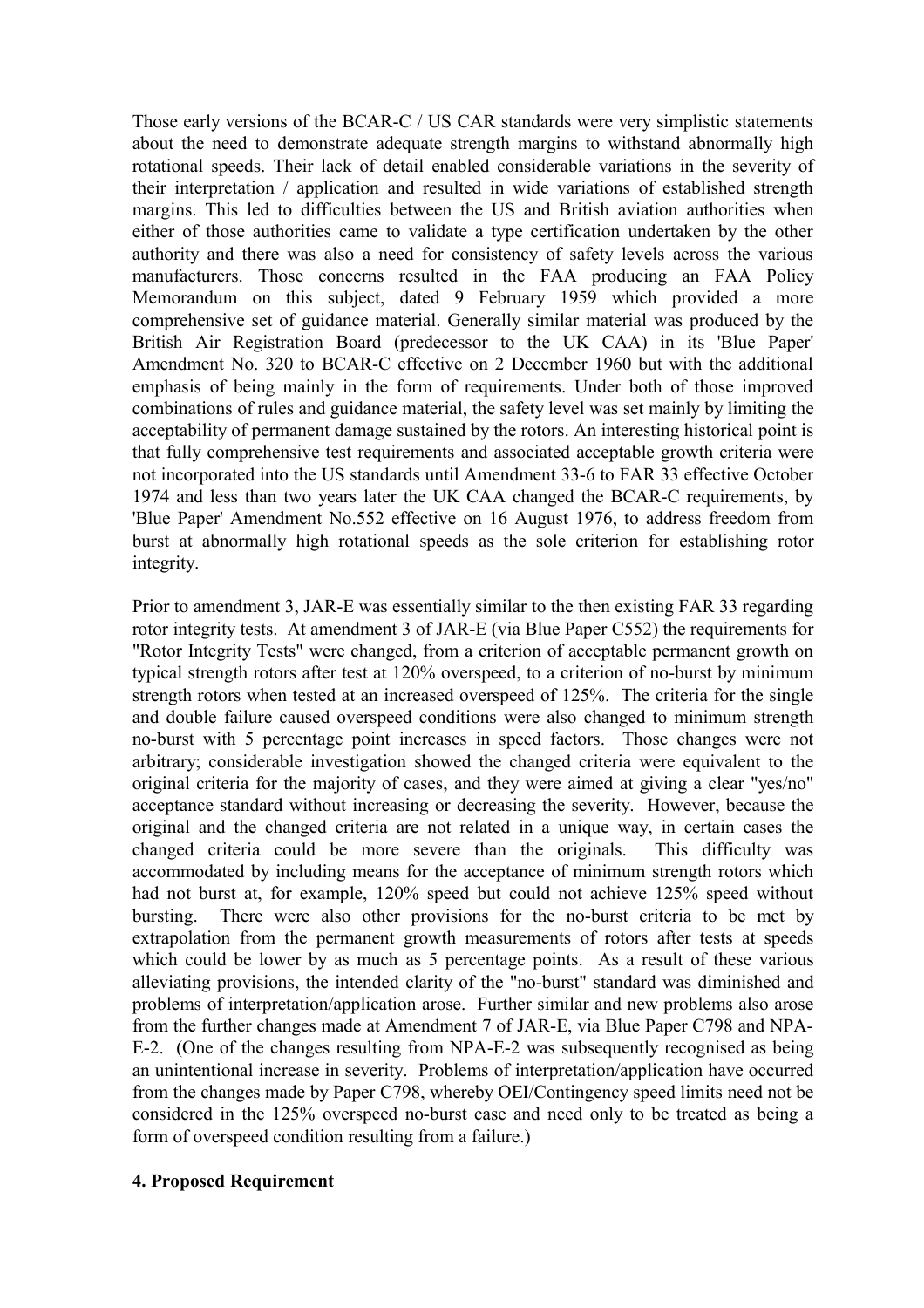Those early versions of the BCAR-C / US CAR standards were very simplistic statements about the need to demonstrate adequate strength margins to withstand abnormally high rotational speeds. Their lack of detail enabled considerable variations in the severity of their interpretation / application and resulted in wide variations of established strength margins. This led to difficulties between the US and British aviation authorities when either of those authorities came to validate a type certification undertaken by the other authority and there was also a need for consistency of safety levels across the various manufacturers. Those concerns resulted in the FAA producing an FAA Policy Memorandum on this subject, dated 9 February 1959 which provided a more comprehensive set of guidance material. Generally similar material was produced by the British Air Registration Board (predecessor to the UK CAA) in its 'Blue Paper' Amendment No. 320 to BCAR-C effective on 2 December 1960 but with the additional emphasis of being mainly in the form of requirements. Under both of those improved combinations of rules and guidance material, the safety level was set mainly by limiting the acceptability of permanent damage sustained by the rotors. An interesting historical point is that fully comprehensive test requirements and associated acceptable growth criteria were not incorporated into the US standards until Amendment 33-6 to FAR 33 effective October 1974 and less than two years later the UK CAA changed the BCAR-C requirements, by 'Blue Paper' Amendment No.552 effective on 16 August 1976, to address freedom from burst at abnormally high rotational speeds as the sole criterion for establishing rotor integrity.

Prior to amendment 3, JAR-E was essentially similar to the then existing FAR 33 regarding rotor integrity tests. At amendment 3 of JAR-E (via Blue Paper C552) the requirements for "Rotor Integrity Tests" were changed, from a criterion of acceptable permanent growth on typical strength rotors after test at 120% overspeed, to a criterion of no-burst by minimum strength rotors when tested at an increased overspeed of 125%. The criteria for the single and double failure caused overspeed conditions were also changed to minimum strength no-burst with 5 percentage point increases in speed factors. Those changes were not arbitrary; considerable investigation showed the changed criteria were equivalent to the original criteria for the majority of cases, and they were aimed at giving a clear "yes/no" acceptance standard without increasing or decreasing the severity. However, because the original and the changed criteria are not related in a unique way, in certain cases the changed criteria could be more severe than the originals. This difficulty was accommodated by including means for the acceptance of minimum strength rotors which had not burst at, for example, 120% speed but could not achieve 125% speed without bursting. There were also other provisions for the no-burst criteria to be met by extrapolation from the permanent growth measurements of rotors after tests at speeds which could be lower by as much as 5 percentage points. As a result of these various alleviating provisions, the intended clarity of the "no-burst" standard was diminished and problems of interpretation/application arose. Further similar and new problems also arose from the further changes made at Amendment 7 of JAR-E, via Blue Paper C798 and NPA-E-2. (One of the changes resulting from NPA-E-2 was subsequently recognised as being an unintentional increase in severity. Problems of interpretation/application have occurred from the changes made by Paper C798, whereby OEI/Contingency speed limits need not be considered in the 125% overspeed no-burst case and need only to be treated as being a form of overspeed condition resulting from a failure.)

## 4. Proposed Requirement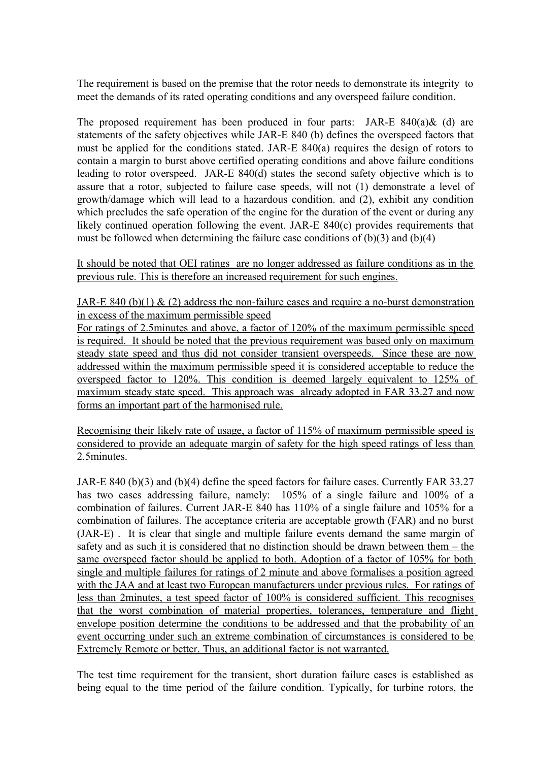The requirement is based on the premise that the rotor needs to demonstrate its integrity to meet the demands of its rated operating conditions and any overspeed failure condition.

The proposed requirement has been produced in four parts: JAR-E 840(a)& (d) are statements of the safety objectives while JAR-E 840 (b) defines the overspeed factors that must be applied for the conditions stated. JAR-E 840(a) requires the design of rotors to contain a margin to burst above certified operating conditions and above failure conditions leading to rotor overspeed. JAR-E 840(d) states the second safety objective which is to assure that a rotor, subjected to failure case speeds, will not (1) demonstrate a level of growth/damage which will lead to a hazardous condition. and (2), exhibit any condition which precludes the safe operation of the engine for the duration of the event or during any likely continued operation following the event. JAR-E 840(c) provides requirements that must be followed when determining the failure case conditions of (b)(3) and (b)(4)

It should be noted that OEI ratings are no longer addressed as failure conditions as in the previous rule. This is therefore an increased requirement for such engines.

JAR-E 840 (b)(1) & (2) address the non-failure cases and require a no-burst demonstration in excess of the maximum permissible speed
For ratings of 2.5minutes and above, a factor of 120% of the maximum permissible speed is required. It should be noted that the previous requirement was based only on maximum steady state speed and thus did not consider transient overspeeds. Since these are now addressed within the maximum permissible speed it is considered acceptable to reduce the overspeed factor to 120%. This condition is deemed largely equivalent to 125% of maximum steady state speed. This approach was already adopted in FAR 33.27 and now forms an important part of the harmonised rule.

Recognising their likely rate of usage, a factor of 115% of maximum permissible speed is considered to provide an adequate margin of safety for the high speed ratings of less than 2.5minutes.

JAR-E 840 (b)(3) and (b)(4) define the speed factors for failure cases. Currently FAR 33.27 has two cases addressing failure, namely: 105% of a single failure and 100% of a combination of failures. Current JAR-E 840 has 110% of a single failure and 105% for a combination of failures. The acceptance criteria are acceptable growth (FAR) and no burst (JAR-E) . It is clear that single and multiple failure events demand the same margin of safety and as such it is considered that no distinction should be drawn between them – the same overspeed factor should be applied to both. Adoption of a factor of 105% for both single and multiple failures for ratings of 2 minute and above formalises a position agreed with the JAA and at least two European manufacturers under previous rules. For ratings of less than 2minutes, a test speed factor of 100% is considered sufficient. This recognises that the worst combination of material properties, tolerances, temperature and flight envelope position determine the conditions to be addressed and that the probability of an event occurring under such an extreme combination of circumstances is considered to be Extremely Remote or better. Thus, an additional factor is not warranted.

The test time requirement for the transient, short duration failure cases is established as being equal to the time period of the failure condition. Typically, for turbine rotors, the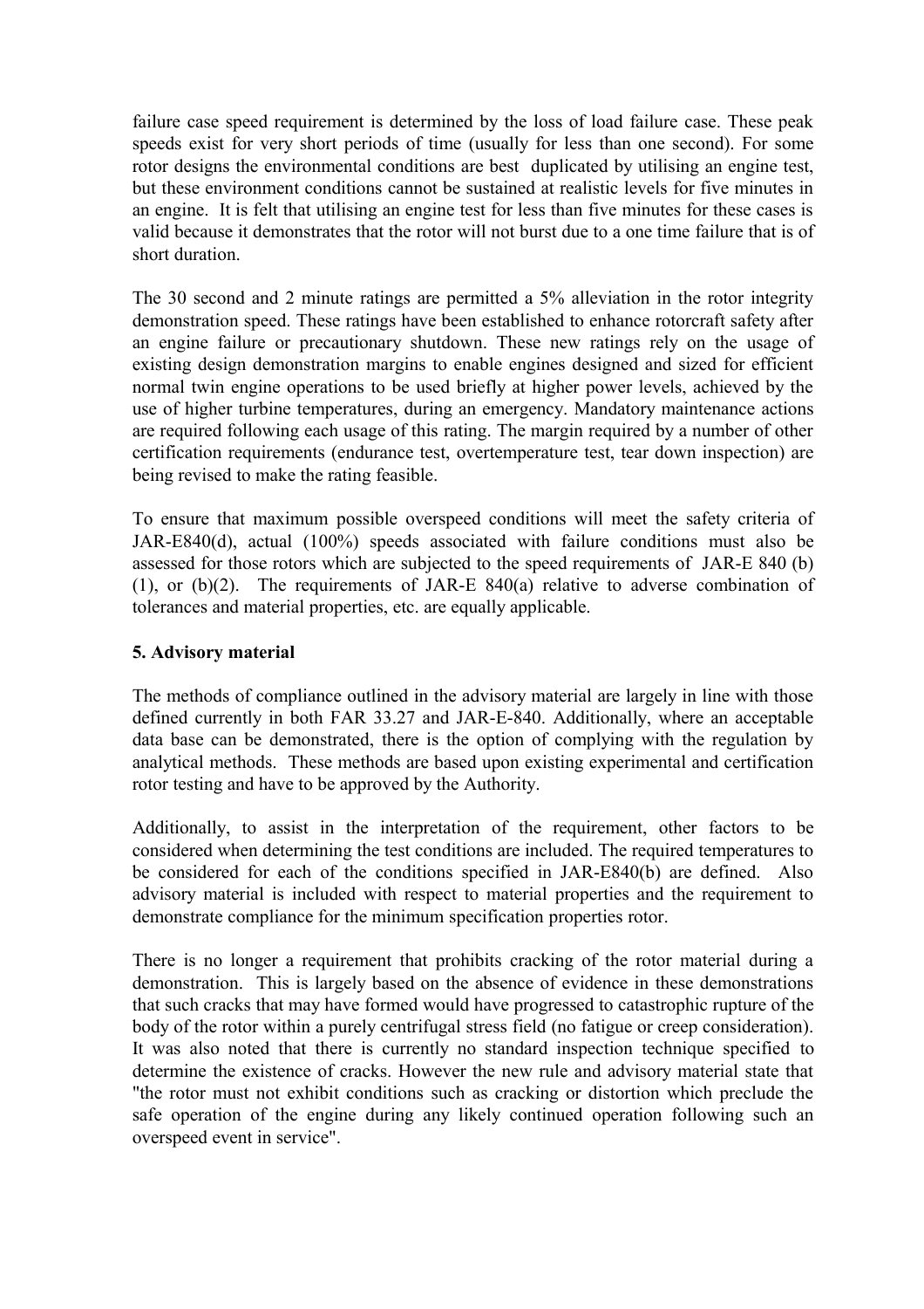failure case speed requirement is determined by the loss of load failure case. These peak speeds exist for very short periods of time (usually for less than one second). For some rotor designs the environmental conditions are best duplicated by utilising an engine test, but these environment conditions cannot be sustained at realistic levels for five minutes in an engine. It is felt that utilising an engine test for less than five minutes for these cases is valid because it demonstrates that the rotor will not burst due to a one time failure that is of short duration.

The 30 second and 2 minute ratings are permitted a 5% alleviation in the rotor integrity demonstration speed. These ratings have been established to enhance rotorcraft safety after an engine failure or precautionary shutdown. These new ratings rely on the usage of existing design demonstration margins to enable engines designed and sized for efficient normal twin engine operations to be used briefly at higher power levels, achieved by the use of higher turbine temperatures, during an emergency. Mandatory maintenance actions are required following each usage of this rating. The margin required by a number of other certification requirements (endurance test, overtemperature test, tear down inspection) are being revised to make the rating feasible.

To ensure that maximum possible overspeed conditions will meet the safety criteria of JAR-E840(d), actual (100%) speeds associated with failure conditions must also be assessed for those rotors which are subjected to the speed requirements of JAR-E 840 (b)(1), or (b)(2). The requirements of JAR-E 840(a) relative to adverse combination of tolerances and material properties, etc. are equally applicable.

**5. Advisory material**

The methods of compliance outlined in the advisory material are largely in line with those defined currently in both FAR 33.27 and JAR-E-840. Additionally, where an acceptable data base can be demonstrated, there is the option of complying with the regulation by analytical methods. These methods are based upon existing experimental and certification rotor testing and have to be approved by the Authority.

Additionally, to assist in the interpretation of the requirement, other factors to be considered when determining the test conditions are included. The required temperatures to be considered for each of the conditions specified in JAR-E840(b) are defined. Also advisory material is included with respect to material properties and the requirement to demonstrate compliance for the minimum specification properties rotor.

There is no longer a requirement that prohibits cracking of the rotor material during a demonstration. This is largely based on the absence of evidence in these demonstrations that such cracks that may have formed would have progressed to catastrophic rupture of the body of the rotor within a purely centrifugal stress field (no fatigue or creep consideration). It was also noted that there is currently no standard inspection technique specified to determine the existence of cracks. However the new rule and advisory material state that "the rotor must not exhibit conditions such as cracking or distortion which preclude the safe operation of the engine during any likely continued operation following such an overspeed event in service".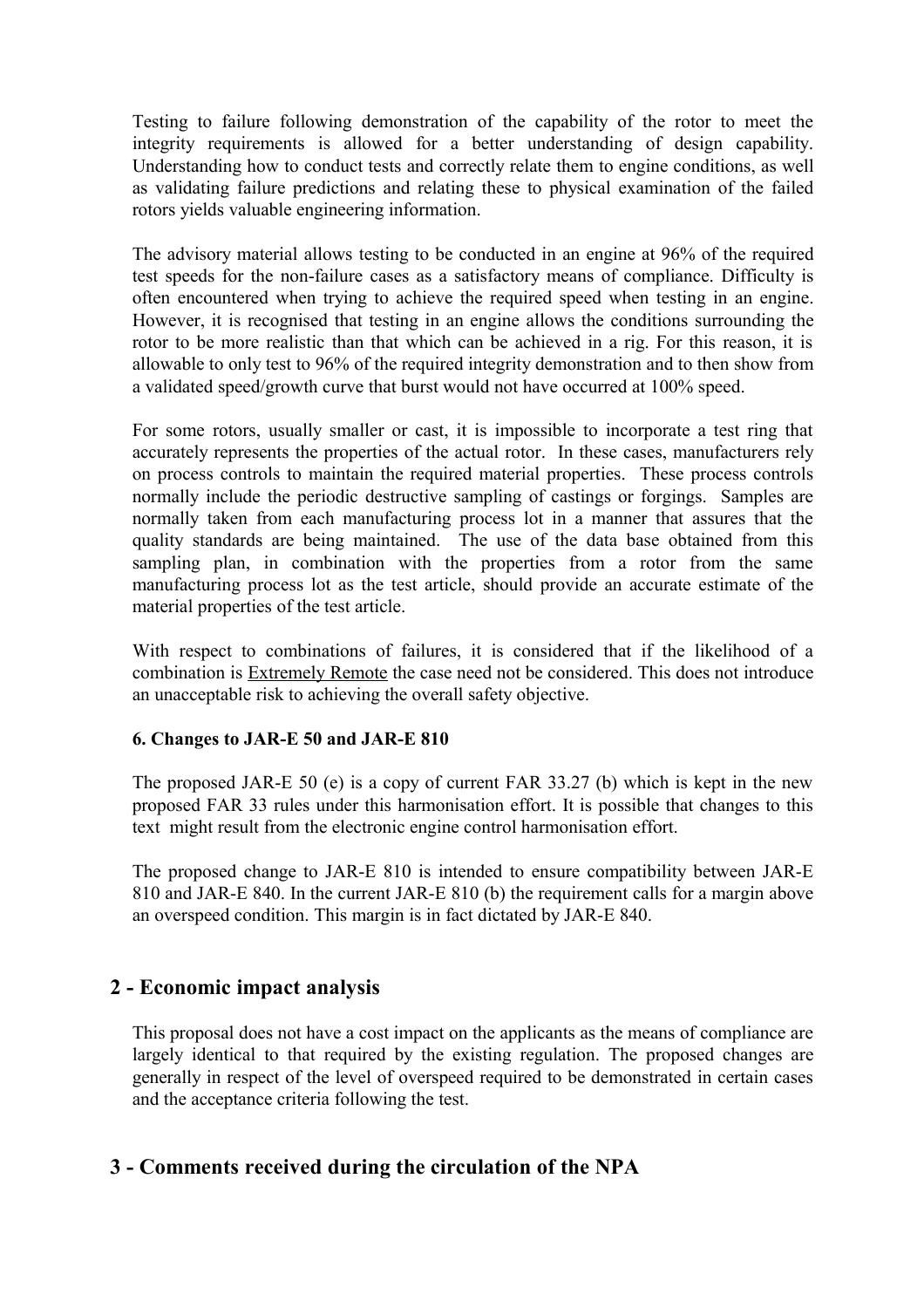Testing to failure following demonstration of the capability of the rotor to meet the integrity requirements is allowed for a better understanding of design capability. Understanding how to conduct tests and correctly relate them to engine conditions, as well as validating failure predictions and relating these to physical examination of the failed rotors yields valuable engineering information.

The advisory material allows testing to be conducted in an engine at 96% of the required test speeds for the non-failure cases as a satisfactory means of compliance. Difficulty is often encountered when trying to achieve the required speed when testing in an engine. However, it is recognised that testing in an engine allows the conditions surrounding the rotor to be more realistic than that which can be achieved in a rig. For this reason, it is allowable to only test to 96% of the required integrity demonstration and to then show from a validated speed/growth curve that burst would not have occurred at 100% speed.

For some rotors, usually smaller or cast, it is impossible to incorporate a test ring that accurately represents the properties of the actual rotor. In these cases, manufacturers rely on process controls to maintain the required material properties. These process controls normally include the periodic destructive sampling of castings or forgings. Samples are normally taken from each manufacturing process lot in a manner that assures that the quality standards are being maintained. The use of the data base obtained from this sampling plan, in combination with the properties from a rotor from the same manufacturing process lot as the test article, should provide an accurate estimate of the material properties of the test article.

With respect to combinations of failures, it is considered that if the likelihood of a combination is Extremely Remote the case need not be considered. This does not introduce an unacceptable risk to achieving the overall safety objective.

**6. Changes to JAR-E 50 and JAR-E 810**

The proposed JAR-E 50 (e) is a copy of current FAR 33.27 (b) which is kept in the new proposed FAR 33 rules under this harmonisation effort. It is possible that changes to this text might result from the electronic engine control harmonisation effort.

The proposed change to JAR-E 810 is intended to ensure compatibility between JAR-E 810 and JAR-E 840. In the current JAR-E 810 (b) the requirement calls for a margin above an overspeed condition. This margin is in fact dictated by JAR-E 840.

## 2 - Economic impact analysis

This proposal does not have a cost impact on the applicants as the means of compliance are largely identical to that required by the existing regulation. The proposed changes are generally in respect of the level of overspeed required to be demonstrated in certain cases and the acceptance criteria following the test.

## 3 - Comments received during the circulation of the NPA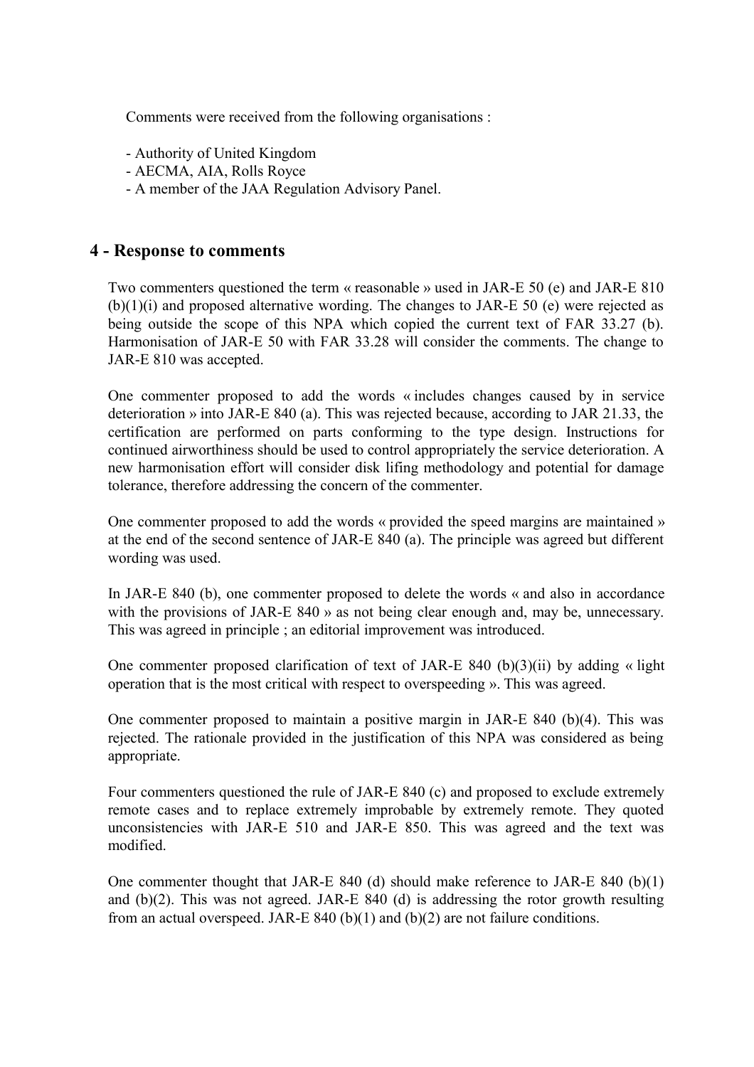Comments were received from the following organisations :

- Authority of United Kingdom
- AECMA, AIA, Rolls Royce
- A member of the JAA Regulation Advisory Panel.

## 4 - Response to comments

Two commenters questioned the term « reasonable » used in JAR-E 50 (e) and JAR-E 810 (b)(1)(i) and proposed alternative wording. The changes to JAR-E 50 (e) were rejected as being outside the scope of this NPA which copied the current text of FAR 33.27 (b). Harmonisation of JAR-E 50 with FAR 33.28 will consider the comments. The change to JAR-E 810 was accepted.

One commenter proposed to add the words « includes changes caused by in service deterioration » into JAR-E 840 (a). This was rejected because, according to JAR 21.33, the certification are performed on parts conforming to the type design. Instructions for continued airworthiness should be used to control appropriately the service deterioration. A new harmonisation effort will consider disk lifing methodology and potential for damage tolerance, therefore addressing the concern of the commenter.

One commenter proposed to add the words « provided the speed margins are maintained » at the end of the second sentence of JAR-E 840 (a). The principle was agreed but different wording was used.

In JAR-E 840 (b), one commenter proposed to delete the words « and also in accordance with the provisions of JAR-E 840 » as not being clear enough and, may be, unnecessary. This was agreed in principle ; an editorial improvement was introduced.

One commenter proposed clarification of text of JAR-E 840 (b)(3)(ii) by adding « light operation that is the most critical with respect to overspeeding ». This was agreed.

One commenter proposed to maintain a positive margin in JAR-E 840 (b)(4). This was rejected. The rationale provided in the justification of this NPA was considered as being appropriate.

Four commenters questioned the rule of JAR-E 840 (c) and proposed to exclude extremely remote cases and to replace extremely improbable by extremely remote. They quoted unconsistencies with JAR-E 510 and JAR-E 850. This was agreed and the text was modified.

One commenter thought that JAR-E 840 (d) should make reference to JAR-E 840 (b)(1) and (b)(2). This was not agreed. JAR-E 840 (d) is addressing the rotor growth resulting from an actual overspeed. JAR-E 840 (b)(1) and (b)(2) are not failure conditions.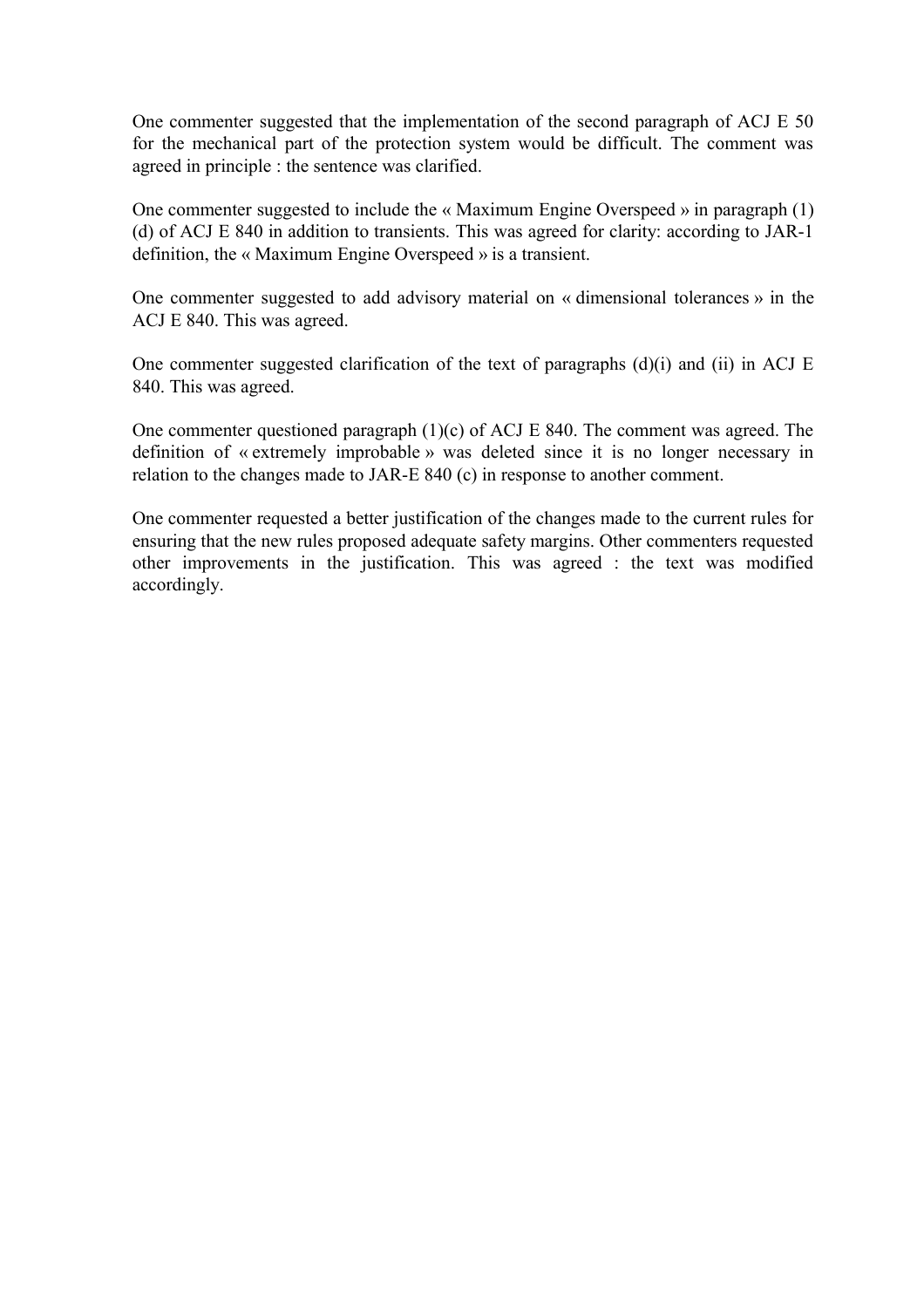One commenter suggested that the implementation of the second paragraph of ACJ E 50 for the mechanical part of the protection system would be difficult. The comment was agreed in principle : the sentence was clarified.

One commenter suggested to include the « Maximum Engine Overspeed » in paragraph (1) (d) of ACJ E 840 in addition to transients. This was agreed for clarity: according to JAR-1 definition, the « Maximum Engine Overspeed » is a transient.

One commenter suggested to add advisory material on « dimensional tolerances » in the ACJ E 840. This was agreed.

One commenter suggested clarification of the text of paragraphs (d)(i) and (ii) in ACJ E 840. This was agreed.

One commenter questioned paragraph (1)(c) of ACJ E 840. The comment was agreed. The definition of « extremely improbable » was deleted since it is no longer necessary in relation to the changes made to JAR-E 840 (c) in response to another comment.

One commenter requested a better justification of the changes made to the current rules for ensuring that the new rules proposed adequate safety margins. Other commenters requested other improvements in the justification. This was agreed : the text was modified accordingly.